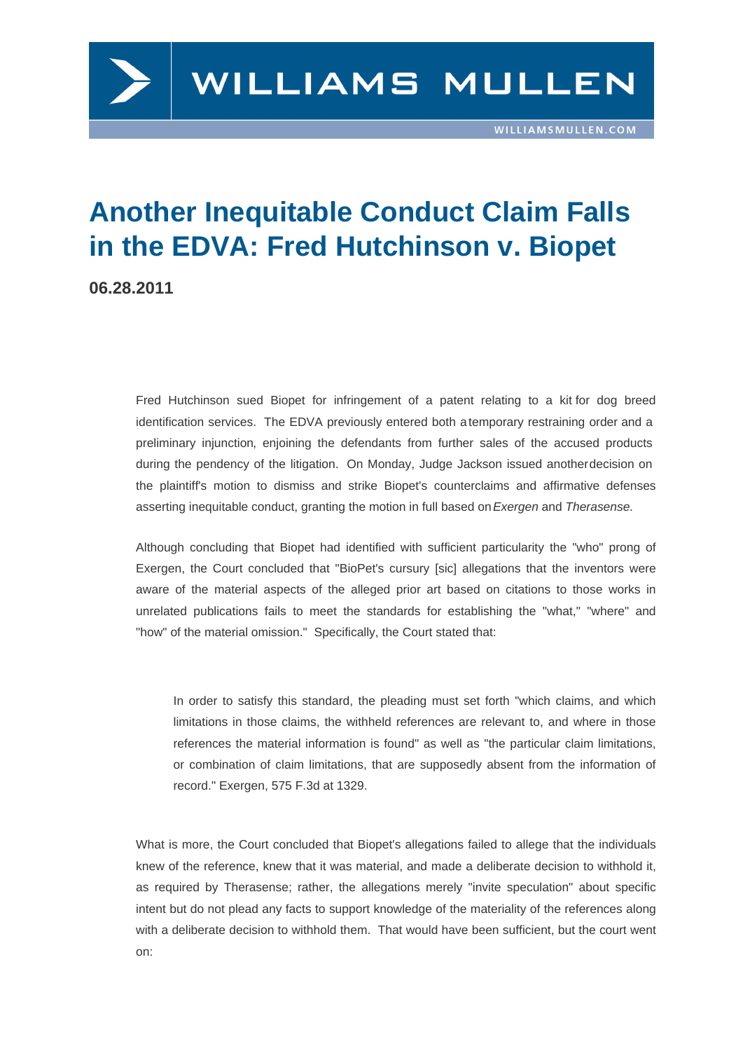# Another Inequitable Conduct Claim Falls in the EDVA: Fred Hutchinson v. Biopet

**06.28.2011**

Fred Hutchinson sued Biopet for infringement of a patent relating to a kit for dog breed identification services. The EDVA previously entered both a temporary restraining order and a preliminary injunction, enjoining the defendants from further sales of the accused products during the pendency of the litigation. On Monday, Judge Jackson issued another decision on the plaintiff's motion to dismiss and strike Biopet's counterclaims and affirmative defenses asserting inequitable conduct, granting the motion in full based on *Exergen* and *Therasense*.

Although concluding that Biopet had identified with sufficient particularity the "who" prong of Exergen, the Court concluded that "BioPet's cursury [sic] allegations that the inventors were aware of the material aspects of the alleged prior art based on citations to those works in unrelated publications fails to meet the standards for establishing the "what," "where" and "how" of the material omission." Specifically, the Court stated that:

> In order to satisfy this standard, the pleading must set forth "which claims, and which limitations in those claims, the withheld references are relevant to, and where in those references the material information is found" as well as "the particular claim limitations, or combination of claim limitations, that are supposedly absent from the information of record." Exergen, 575 F.3d at 1329.

What is more, the Court concluded that Biopet's allegations failed to allege that the individuals knew of the reference, knew that it was material, and made a deliberate decision to withhold it, as required by Therasense; rather, the allegations merely "invite speculation" about specific intent but do not plead any facts to support knowledge of the materiality of the references along with a deliberate decision to withhold them. That would have been sufficient, but the court went on: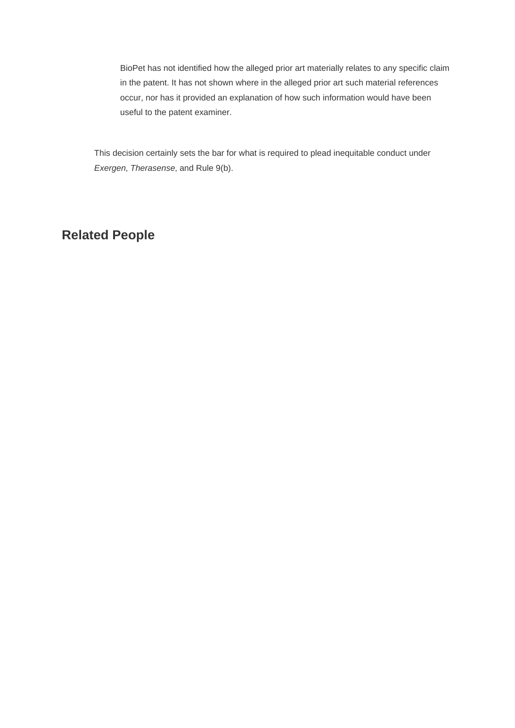> BioPet has not identified how the alleged prior art materially relates to any specific claim in the patent. It has not shown where in the alleged prior art such material references occur, nor has it provided an explanation of how such information would have been useful to the patent examiner.

This decision certainly sets the bar for what is required to plead inequitable conduct under *Exergen*, *Therasense*, and Rule 9(b).

## Related People